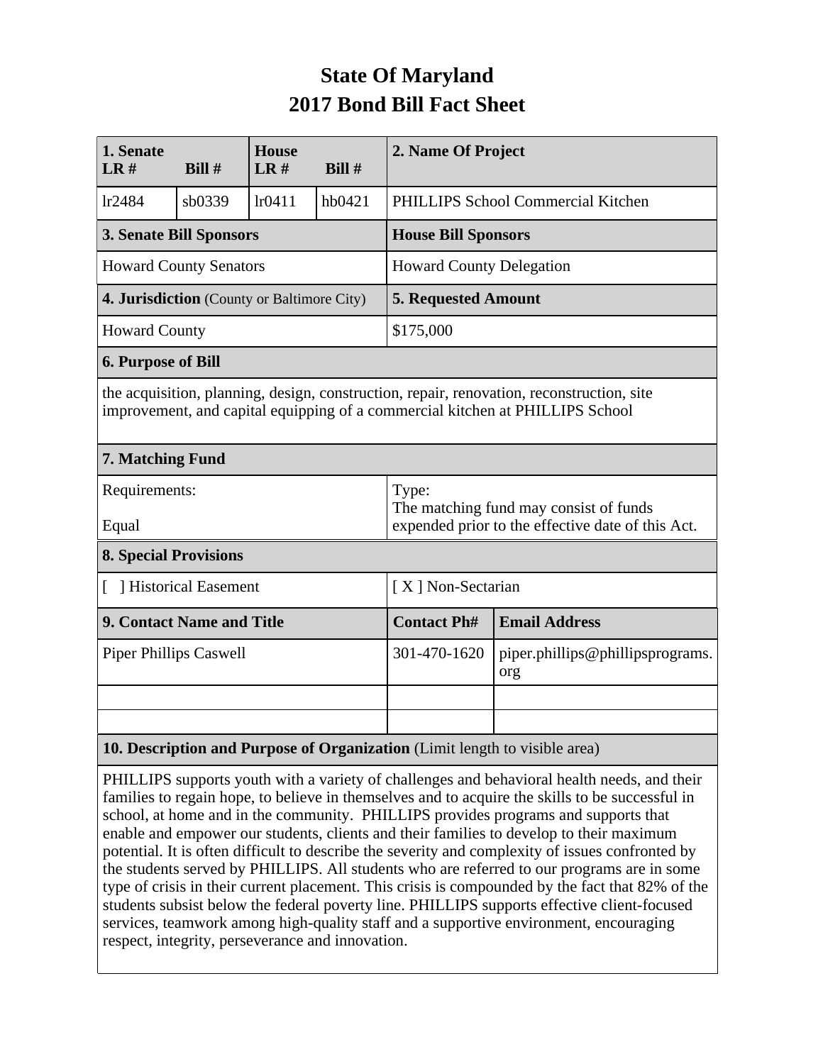# State Of Maryland
# 2017 Bond Bill Fact Sheet

| 1. Senate LR # | Bill # | House LR # | Bill # | 2. Name Of Project |
|---|---|---|---|---|
| lr2484 | sb0339 | lr0411 | hb0421 | PHILLIPS School Commercial Kitchen |

| 3. Senate Bill Sponsors | House Bill Sponsors |
|---|---|
| Howard County Senators | Howard County Delegation |

| 4. Jurisdiction (County or Baltimore City) | 5. Requested Amount |
|---|---|
| Howard County | $175,000 |

**6. Purpose of Bill**

the acquisition, planning, design, construction, repair, renovation, reconstruction, site improvement, and capital equipping of a commercial kitchen at PHILLIPS School

**7. Matching Fund**

| Requirements: | Type: |
|---|---|
| Equal | The matching fund may consist of funds expended prior to the effective date of this Act. |

**8. Special Provisions**

| [ ] Historical Easement | [ X ] Non-Sectarian |
|---|---|

| 9. Contact Name and Title | Contact Ph# | Email Address |
|---|---|---|
| Piper Phillips Caswell | 301-470-1620 | piper.phillips@phillipsprograms.org |
| | | |
| | | |

**10. Description and Purpose of Organization** (Limit length to visible area)

PHILLIPS supports youth with a variety of challenges and behavioral health needs, and their families to regain hope, to believe in themselves and to acquire the skills to be successful in school, at home and in the community. PHILLIPS provides programs and supports that enable and empower our students, clients and their families to develop to their maximum potential. It is often difficult to describe the severity and complexity of issues confronted by the students served by PHILLIPS. All students who are referred to our programs are in some type of crisis in their current placement. This crisis is compounded by the fact that 82% of the students subsist below the federal poverty line. PHILLIPS supports effective client-focused services, teamwork among high-quality staff and a supportive environment, encouraging respect, integrity, perseverance and innovation.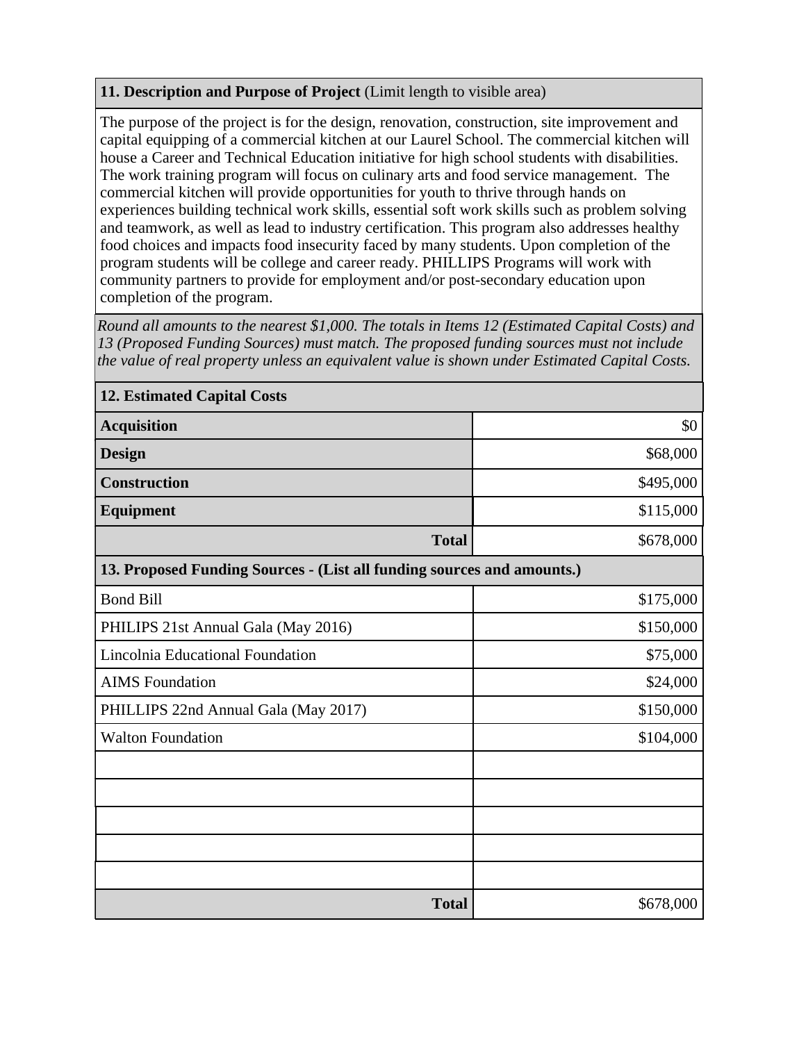**11. Description and Purpose of Project** (Limit length to visible area)

The purpose of the project is for the design, renovation, construction, site improvement and capital equipping of a commercial kitchen at our Laurel School. The commercial kitchen will house a Career and Technical Education initiative for high school students with disabilities. The work training program will focus on culinary arts and food service management. The commercial kitchen will provide opportunities for youth to thrive through hands on experiences building technical work skills, essential soft work skills such as problem solving and teamwork, as well as lead to industry certification. This program also addresses healthy food choices and impacts food insecurity faced by many students. Upon completion of the program students will be college and career ready. PHILLIPS Programs will work with community partners to provide for employment and/or post-secondary education upon completion of the program.

*Round all amounts to the nearest $1,000. The totals in Items 12 (Estimated Capital Costs) and 13 (Proposed Funding Sources) must match. The proposed funding sources must not include the value of real property unless an equivalent value is shown under Estimated Capital Costs.*

| **12. Estimated Capital Costs** | |
|---|---|
| **Acquisition** | $0 |
| **Design** | $68,000 |
| **Construction** | $495,000 |
| **Equipment** | $115,000 |
| **Total** | $678,000 |

| **13. Proposed Funding Sources - (List all funding sources and amounts.)** | |
|---|---|
| Bond Bill | $175,000 |
| PHILIPS 21st Annual Gala (May 2016) | $150,000 |
| Lincolnia Educational Foundation | $75,000 |
| AIMS Foundation | $24,000 |
| PHILLIPS 22nd Annual Gala (May 2017) | $150,000 |
| Walton Foundation | $104,000 |
| | |
| | |
| | |
| | |
| | |
| **Total** | $678,000 |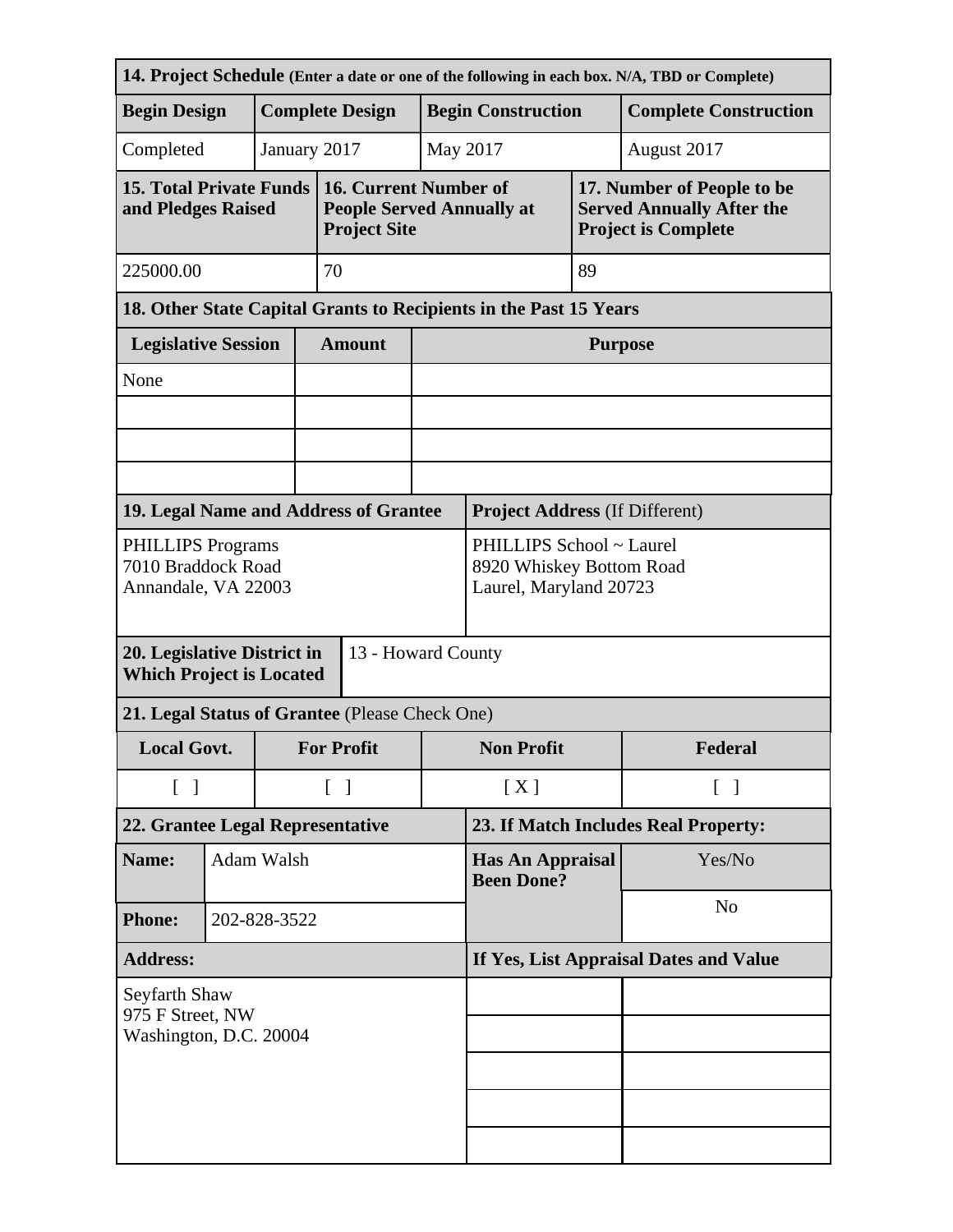| **14. Project Schedule** (Enter a date or one of the following in each box. N/A, TBD or Complete) | | | |
|---|---|---|---|
| **Begin Design** | **Complete Design** | **Begin Construction** | **Complete Construction** |
| Completed | January 2017 | May 2017 | August 2017 |

| **15. Total Private Funds and Pledges Raised** | **16. Current Number of People Served Annually at Project Site** | **17. Number of People to be Served Annually After the Project is Complete** |
|---|---|---|
| 225000.00 | 70 | 89 |

**18. Other State Capital Grants to Recipients in the Past 15 Years**

| Legislative Session | Amount | Purpose |
|---|---|---|
| None | | |
| | | |
| | | |
| | | |

| **19. Legal Name and Address of Grantee** | **Project Address** (If Different) |
|---|---|
| PHILLIPS Programs<br>7010 Braddock Road<br>Annandale, VA 22003 | PHILLIPS School ~ Laurel<br>8920 Whiskey Bottom Road<br>Laurel, Maryland 20723 |

| **20. Legislative District in Which Project is Located** | 13 - Howard County |
|---|---|

**21. Legal Status of Grantee** (Please Check One)

| Local Govt. | For Profit | Non Profit | Federal |
|---|---|---|---|
| [ ] | [ ] | [ X ] | [ ] |

| **22. Grantee Legal Representative** | | **23. If Match Includes Real Property:** | |
|---|---|---|---|
| **Name:** | Adam Walsh | **Has An Appraisal Been Done?** | Yes/No |
| **Phone:** | 202-828-3522 | | No |
| **Address:** | | **If Yes, List Appraisal Dates and Value** | |
| Seyfarth Shaw<br>975 F Street, NW<br>Washington, D.C. 20004 | | | |
| | | | |
| | | | |
| | | | |
| | | | |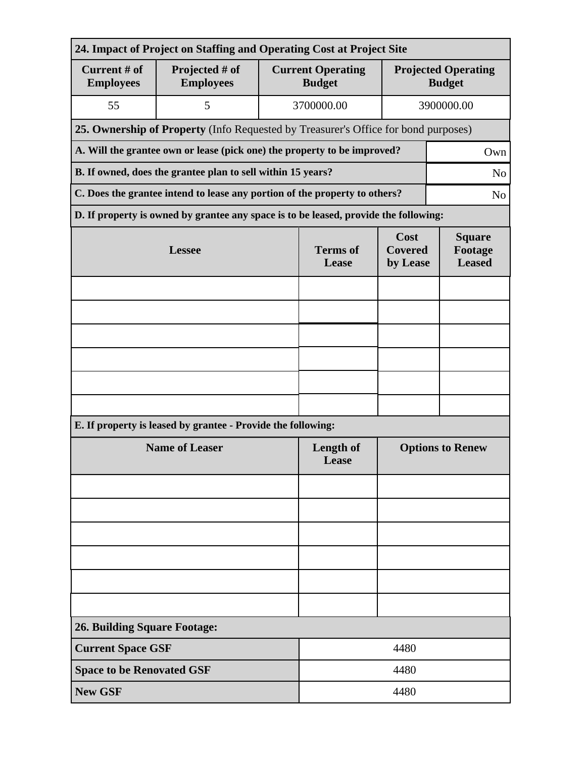| 24. Impact of Project on Staffing and Operating Cost at Project Site | | | |
|---|---|---|---|
| **Current # of Employees** | **Projected # of Employees** | **Current Operating Budget** | **Projected Operating Budget** |
| 55 | 5 | 3700000.00 | 3900000.00 |

**25. Ownership of Property** (Info Requested by Treasurer's Office for bond purposes)

| Question | Answer |
|---|---|
| **A. Will the grantee own or lease (pick one) the property to be improved?** | Own |
| **B. If owned, does the grantee plan to sell within 15 years?** | No |
| **C. Does the grantee intend to lease any portion of the property to others?** | No |

**D. If property is owned by grantee any space is to be leased, provide the following:**

| Lessee | Terms of Lease | Cost Covered by Lease | Square Footage Leased |
|---|---|---|---|
| | | | |
| | | | |
| | | | |
| | | | |
| | | | |
| | | | |

**E. If property is leased by grantee - Provide the following:**

| Name of Leaser | Length of Lease | Options to Renew |
|---|---|---|
| | | |
| | | |
| | | |
| | | |
| | | |
| | | |

**26. Building Square Footage:**

| | |
|---|---|
| **Current Space GSF** | 4480 |
| **Space to be Renovated GSF** | 4480 |
| **New GSF** | 4480 |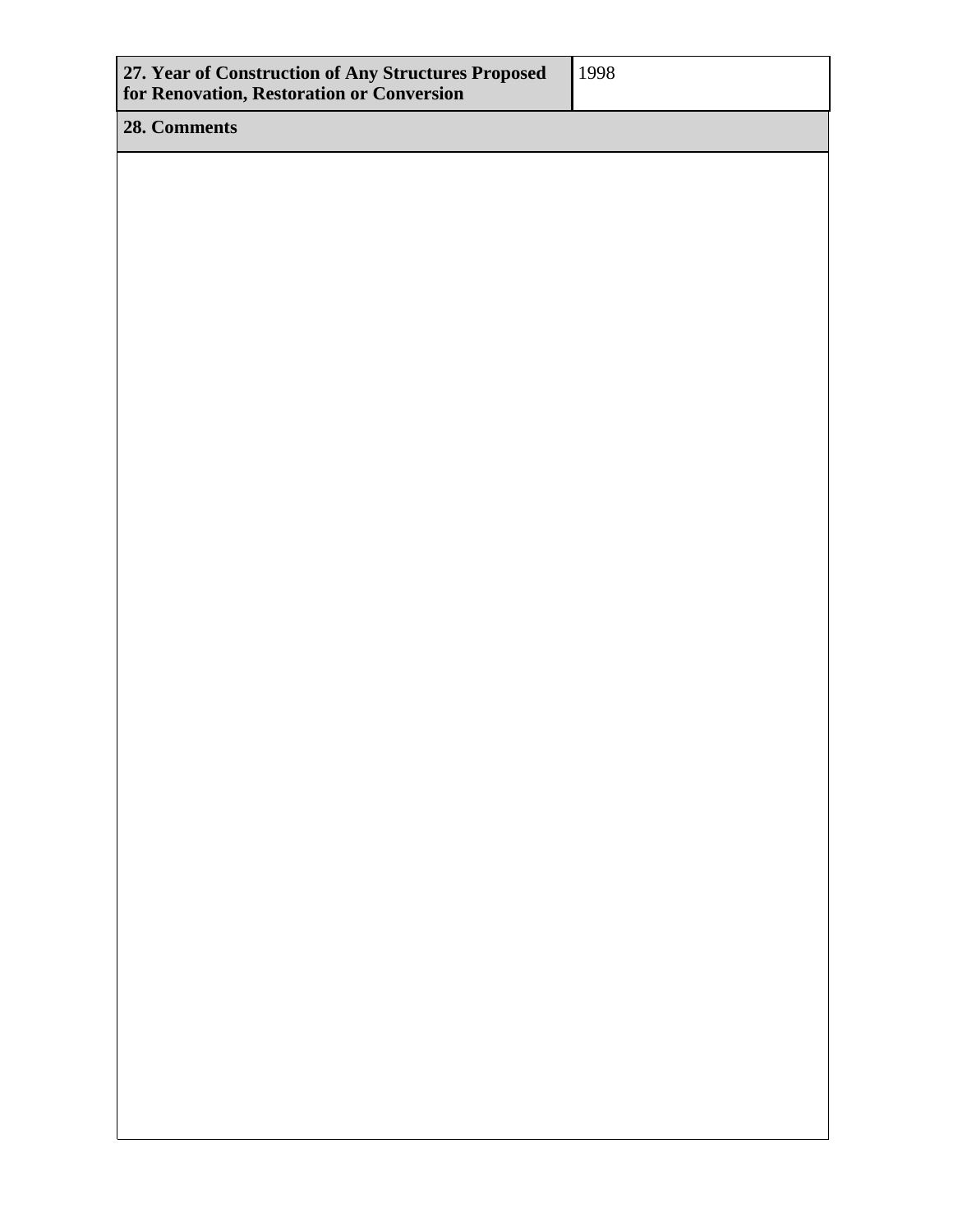| | |
|---|---|
| **27. Year of Construction of Any Structures Proposed for Renovation, Restoration or Conversion** | 1998 |
| **28. Comments** | |